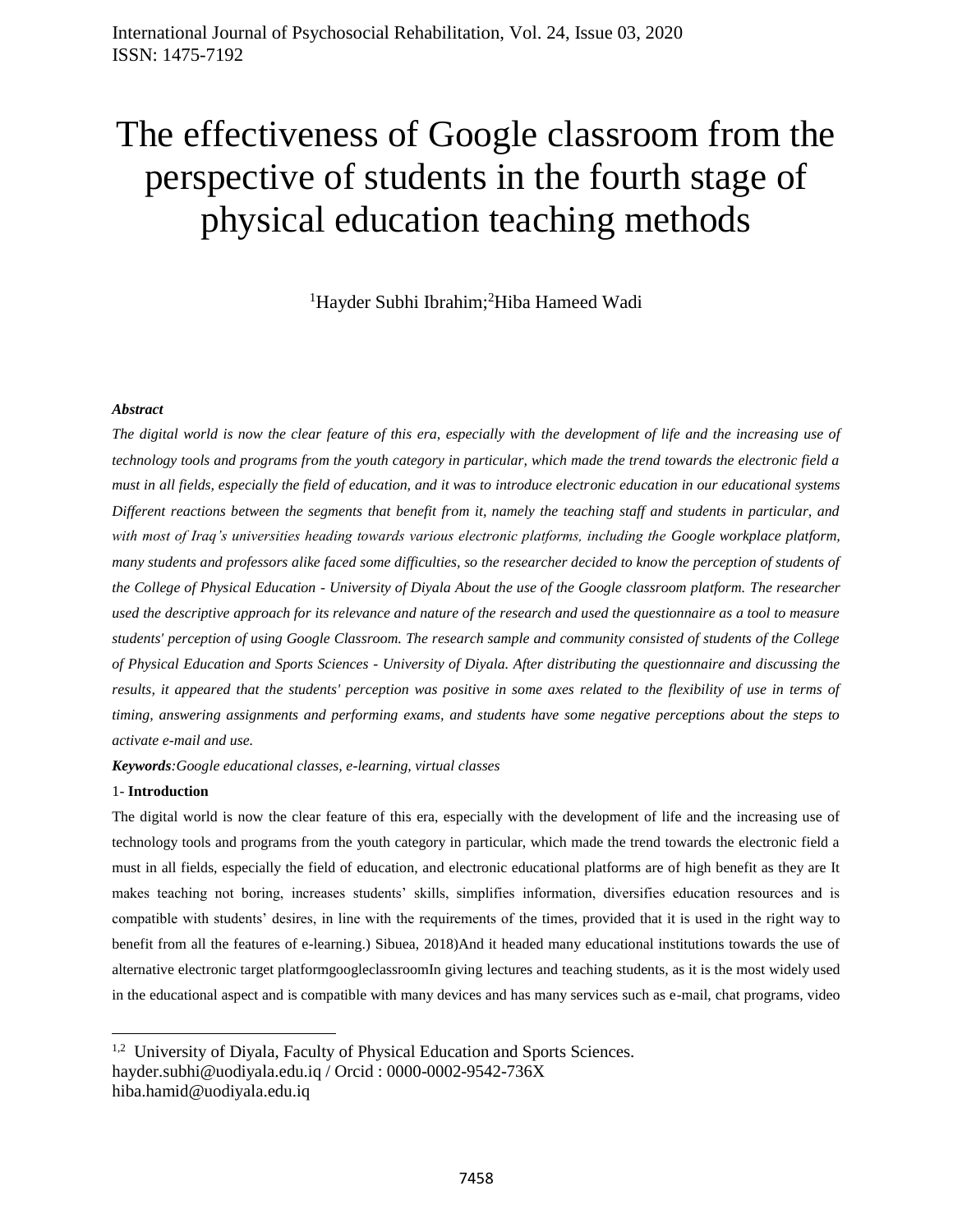# The effectiveness of Google classroom from the perspective of students in the fourth stage of physical education teaching methods

[1]Hayder Subhi Ibrahim;[2]Hiba Hameed Wadi

***Abstract***

*The digital world is now the clear feature of this era, especially with the development of life and the increasing use of technology tools and programs from the youth category in particular, which made the trend towards the electronic field a must in all fields, especially the field of education, and it was to introduce electronic education in our educational systems Different reactions between the segments that benefit from it, namely the teaching staff and students in particular, and with most of Iraq's universities heading towards various electronic platforms, including the Google workplace platform, many students and professors alike faced some difficulties, so the researcher decided to know the perception of students of the College of Physical Education - University of Diyala About the use of the Google classroom platform. The researcher used the descriptive approach for its relevance and nature of the research and used the questionnaire as a tool to measure students' perception of using Google Classroom. The research sample and community consisted of students of the College of Physical Education and Sports Sciences - University of Diyala. After distributing the questionnaire and discussing the results, it appeared that the students' perception was positive in some axes related to the flexibility of use in terms of timing, answering assignments and performing exams, and students have some negative perceptions about the steps to activate e-mail and use.*

***Keywords****:Google educational classes, e-learning, virtual classes*

## 1- Introduction

The digital world is now the clear feature of this era, especially with the development of life and the increasing use of technology tools and programs from the youth category in particular, which made the trend towards the electronic field a must in all fields, especially the field of education, and electronic educational platforms are of high benefit as they are It makes teaching not boring, increases students' skills, simplifies information, diversifies education resources and is compatible with students' desires, in line with the requirements of the times, provided that it is used in the right way to benefit from all the features of e-learning.) Sibuea, 2018)And it headed many educational institutions towards the use of alternative electronic target platformgoogleclassroomIn giving lectures and teaching students, as it is the most widely used in the educational aspect and is compatible with many devices and has many services such as e-mail, chat programs, video

---

[1,2] University of Diyala, Faculty of Physical Education and Sports Sciences.
hayder.subhi@uodiyala.edu.iq / Orcid : 0000-0002-9542-736X
hiba.hamid@uodiyala.edu.iq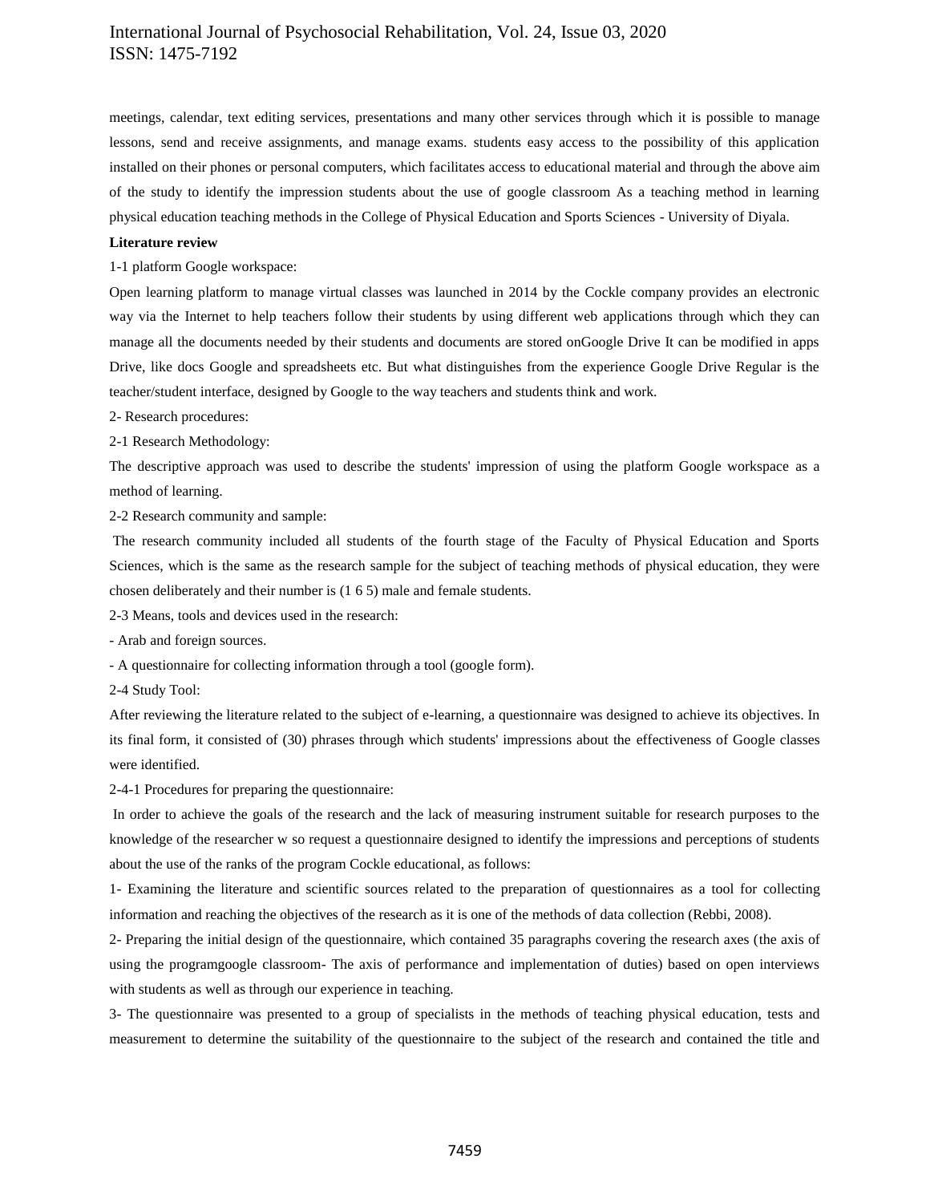meetings, calendar, text editing services, presentations and many other services through which it is possible to manage lessons, send and receive assignments, and manage exams. students easy access to the possibility of this application installed on their phones or personal computers, which facilitates access to educational material and through the above aim of the study to identify the impression students about the use of google classroom As a teaching method in learning physical education teaching methods in the College of Physical Education and Sports Sciences - University of Diyala.

**Literature review**

1-1 platform Google workspace:

Open learning platform to manage virtual classes was launched in 2014 by the Cockle company provides an electronic way via the Internet to help teachers follow their students by using different web applications through which they can manage all the documents needed by their students and documents are stored onGoogle Drive It can be modified in apps Drive, like docs Google and spreadsheets etc. But what distinguishes from the experience Google Drive Regular is the teacher/student interface, designed by Google to the way teachers and students think and work.

2- Research procedures:

2-1 Research Methodology:

The descriptive approach was used to describe the students' impression of using the platform Google workspace as a method of learning.

2-2 Research community and sample:

The research community included all students of the fourth stage of the Faculty of Physical Education and Sports Sciences, which is the same as the research sample for the subject of teaching methods of physical education, they were chosen deliberately and their number is (1 6 5) male and female students.

2-3 Means, tools and devices used in the research:

- Arab and foreign sources.
- A questionnaire for collecting information through a tool (google form).

2-4 Study Tool:

After reviewing the literature related to the subject of e-learning, a questionnaire was designed to achieve its objectives. In its final form, it consisted of (30) phrases through which students' impressions about the effectiveness of Google classes were identified.

2-4-1 Procedures for preparing the questionnaire:

In order to achieve the goals of the research and the lack of measuring instrument suitable for research purposes to the knowledge of the researcher w so request a questionnaire designed to identify the impressions and perceptions of students about the use of the ranks of the program Cockle educational, as follows:

1- Examining the literature and scientific sources related to the preparation of questionnaires as a tool for collecting information and reaching the objectives of the research as it is one of the methods of data collection (Rebbi, 2008).

2- Preparing the initial design of the questionnaire, which contained 35 paragraphs covering the research axes (the axis of using the programgoogle classroom- The axis of performance and implementation of duties) based on open interviews with students as well as through our experience in teaching.

3- The questionnaire was presented to a group of specialists in the methods of teaching physical education, tests and measurement to determine the suitability of the questionnaire to the subject of the research and contained the title and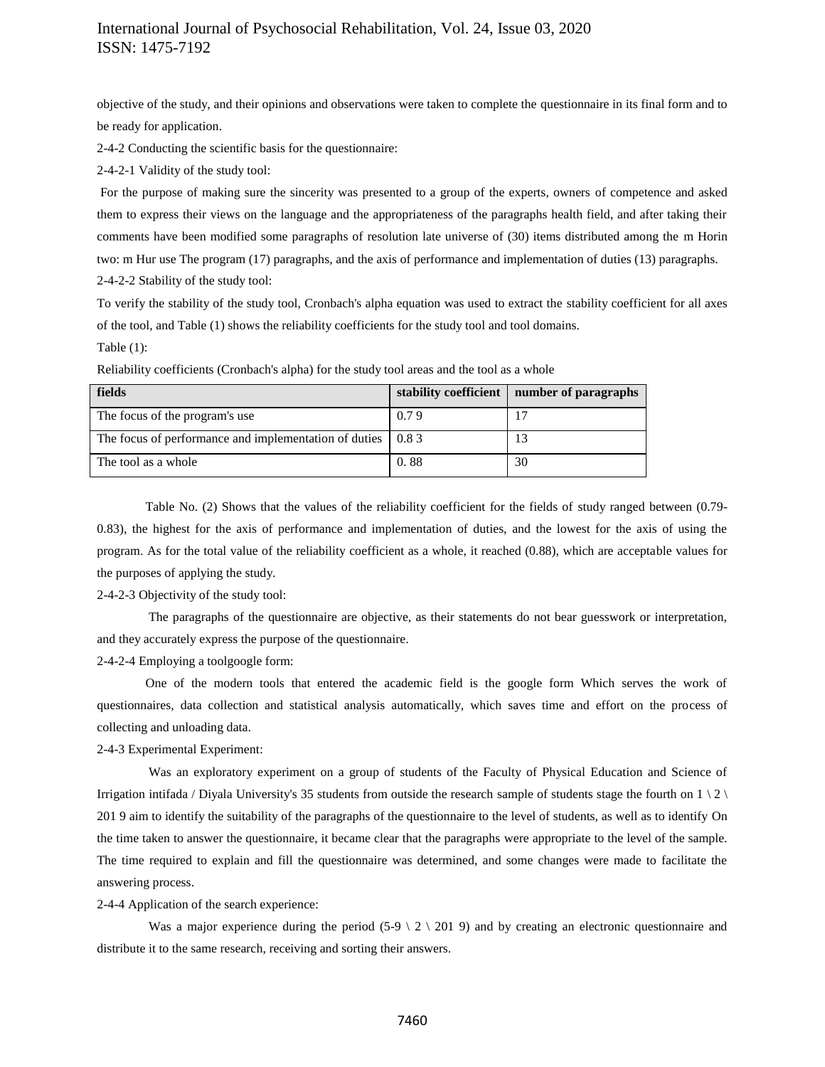objective of the study, and their opinions and observations were taken to complete the questionnaire in its final form and to be ready for application.

2-4-2 Conducting the scientific basis for the questionnaire:

2-4-2-1 Validity of the study tool:

For the purpose of making sure the sincerity was presented to a group of the experts, owners of competence and asked them to express their views on the language and the appropriateness of the paragraphs health field, and after taking their comments have been modified some paragraphs of resolution late universe of (30) items distributed among the m Horin two: m Hur use The program (17) paragraphs, and the axis of performance and implementation of duties (13) paragraphs.

2-4-2-2 Stability of the study tool:

To verify the stability of the study tool, Cronbach's alpha equation was used to extract the stability coefficient for all axes of the tool, and Table (1) shows the reliability coefficients for the study tool and tool domains.

Table (1):

Reliability coefficients (Cronbach's alpha) for the study tool areas and the tool as a whole

| fields | stability coefficient | number of paragraphs |
|---|---|---|
| The focus of the program's use | 0.7 9 | 17 |
| The focus of performance and implementation of duties | 0.8 3 | 13 |
| The tool as a whole | 0. 88 | 30 |

Table No. (2) Shows that the values of the reliability coefficient for the fields of study ranged between (0.79-0.83), the highest for the axis of performance and implementation of duties, and the lowest for the axis of using the program. As for the total value of the reliability coefficient as a whole, it reached (0.88), which are acceptable values for the purposes of applying the study.

2-4-2-3 Objectivity of the study tool:

The paragraphs of the questionnaire are objective, as their statements do not bear guesswork or interpretation, and they accurately express the purpose of the questionnaire.

2-4-2-4 Employing a toolgoogle form:

One of the modern tools that entered the academic field is the google form Which serves the work of questionnaires, data collection and statistical analysis automatically, which saves time and effort on the process of collecting and unloading data.

2-4-3 Experimental Experiment:

Was an exploratory experiment on a group of students of the Faculty of Physical Education and Science of Irrigation intifada / Diyala University's 35 students from outside the research sample of students stage the fourth on 1 \ 2 \ 201 9 aim to identify the suitability of the paragraphs of the questionnaire to the level of students, as well as to identify On the time taken to answer the questionnaire, it became clear that the paragraphs were appropriate to the level of the sample. The time required to explain and fill the questionnaire was determined, and some changes were made to facilitate the answering process.

2-4-4 Application of the search experience:

Was a major experience during the period (5-9 \ 2 \ 201 9) and by creating an electronic questionnaire and distribute it to the same research, receiving and sorting their answers.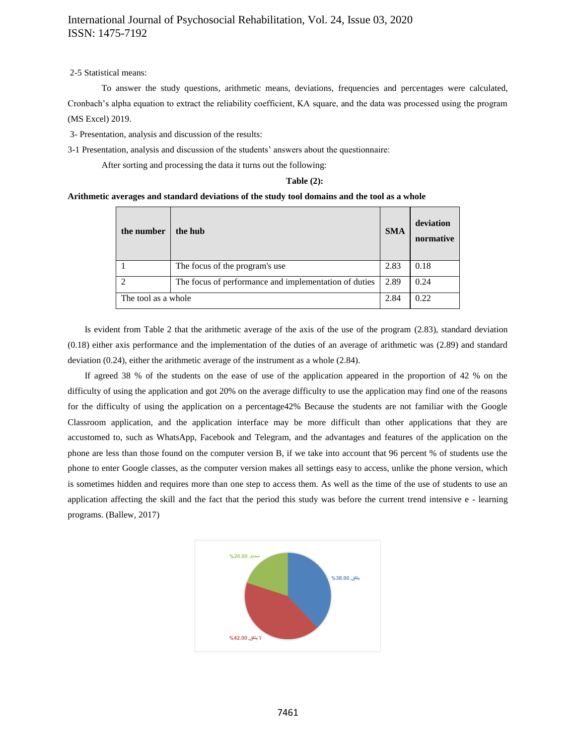2-5 Statistical means:

To answer the study questions, arithmetic means, deviations, frequencies and percentages were calculated, Cronbach's alpha equation to extract the reliability coefficient, KA square, and the data was processed using the program (MS Excel) 2019.

3- Presentation, analysis and discussion of the results:

3-1 Presentation, analysis and discussion of the students' answers about the questionnaire:

After sorting and processing the data it turns out the following:

**Table (2):**

**Arithmetic averages and standard deviations of the study tool domains and the tool as a whole**

| the number | the hub | SMA | deviation normative |
|---|---|---|---|
| 1 | The focus of the program's use | 2.83 | 0.18 |
| 2 | The focus of performance and implementation of duties | 2.89 | 0.24 |
| The tool as a whole | | 2.84 | 0.22 |

Is evident from Table 2 that the arithmetic average of the axis of the use of the program (2.83), standard deviation (0.18) either axis performance and the implementation of the duties of an average of arithmetic was (2.89) and standard deviation (0.24), either the arithmetic average of the instrument as a whole (2.84).

If agreed 38 % of the students on the ease of use of the application appeared in the proportion of 42 % on the difficulty of using the application and got 20% on the average difficulty to use the application may find one of the reasons for the difficulty of using the application on a percentage42% Because the students are not familiar with the Google Classroom application, and the application interface may be more difficult than other applications that they are accustomed to, such as WhatsApp, Facebook and Telegram, and the advantages and features of the application on the phone are less than those found on the computer version B, if we take into account that 96 percent % of students use the phone to enter Google classes, as the computer version makes all settings easy to access, unlike the phone version, which is sometimes hidden and requires more than one step to access them. As well as the time of the use of students to use an application affecting the skill and the fact that the period this study was before the current trend intensive e - learning programs. (Ballew, 2017)

محايد ,20.00%

يتفق ,38.00%

لا يتفق ,42.00%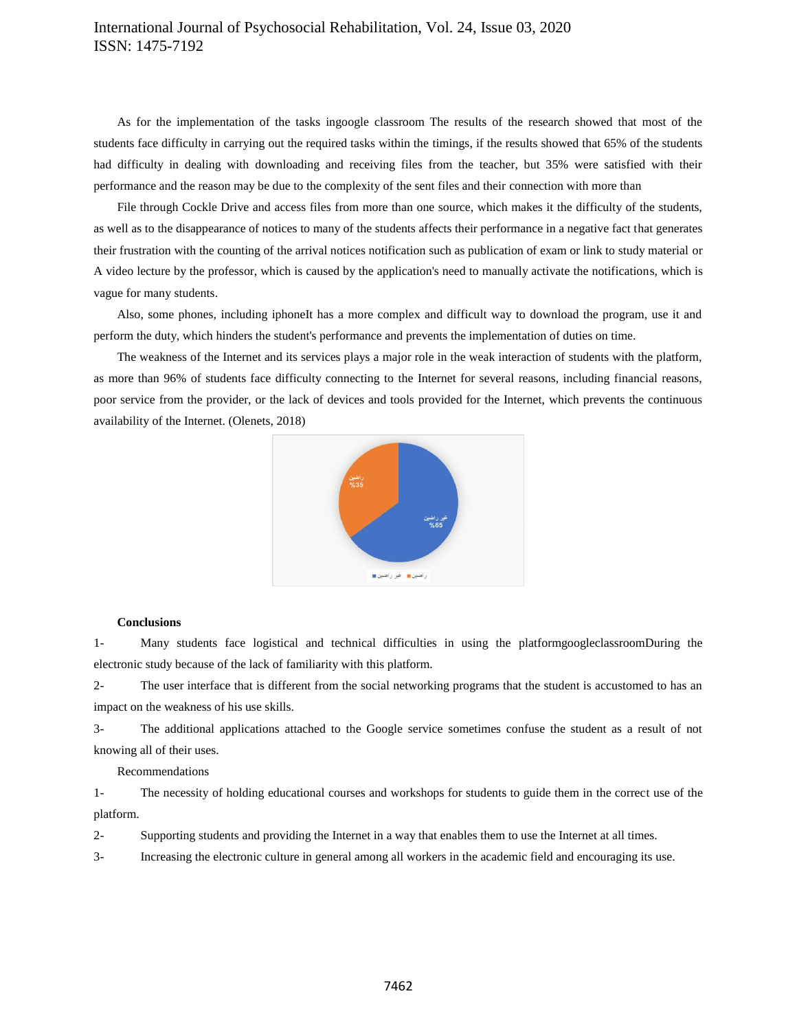As for the implementation of the tasks ingoogle classroom The results of the research showed that most of the students face difficulty in carrying out the required tasks within the timings, if the results showed that 65% of the students had difficulty in dealing with downloading and receiving files from the teacher, but 35% were satisfied with their performance and the reason may be due to the complexity of the sent files and their connection with more than

File through Cockle Drive and access files from more than one source, which makes it the difficulty of the students, as well as to the disappearance of notices to many of the students affects their performance in a negative fact that generates their frustration with the counting of the arrival notices notification such as publication of exam or link to study material or A video lecture by the professor, which is caused by the application's need to manually activate the notifications, which is vague for many students.

Also, some phones, including iphoneIt has a more complex and difficult way to download the program, use it and perform the duty, which hinders the student's performance and prevents the implementation of duties on time.

The weakness of the Internet and its services plays a major role in the weak interaction of students with the platform, as more than 96% of students face difficulty connecting to the Internet for several reasons, including financial reasons, poor service from the provider, or the lack of devices and tools provided for the Internet, which prevents the continuous availability of the Internet. (Olenets, 2018)

**Conclusions**

1- Many students face logistical and technical difficulties in using the platformgoogleclassroomDuring the electronic study because of the lack of familiarity with this platform.

2- The user interface that is different from the social networking programs that the student is accustomed to has an impact on the weakness of his use skills.

3- The additional applications attached to the Google service sometimes confuse the student as a result of not knowing all of their uses.

Recommendations

1- The necessity of holding educational courses and workshops for students to guide them in the correct use of the platform.

2- Supporting students and providing the Internet in a way that enables them to use the Internet at all times.

3- Increasing the electronic culture in general among all workers in the academic field and encouraging its use.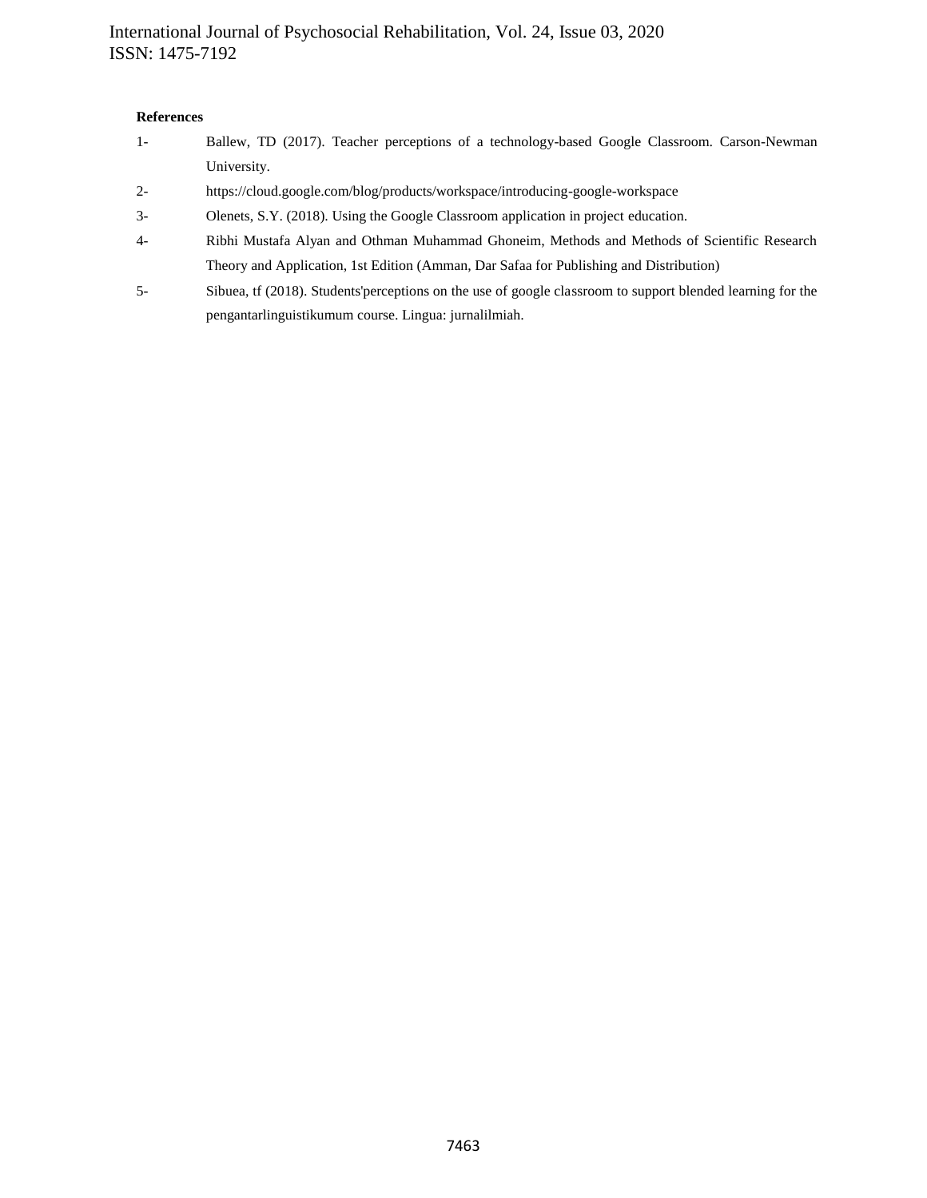**References**

1- Ballew, TD (2017). Teacher perceptions of a technology-based Google Classroom. Carson-Newman University.

2- https://cloud.google.com/blog/products/workspace/introducing-google-workspace

3- Olenets, S.Y. (2018). Using the Google Classroom application in project education.

4- Ribhi Mustafa Alyan and Othman Muhammad Ghoneim, Methods and Methods of Scientific Research Theory and Application, 1st Edition (Amman, Dar Safaa for Publishing and Distribution)

5- Sibuea, tf (2018). Students'perceptions on the use of google classroom to support blended learning for the pengantarlinguistikumum course. Lingua: jurnalilmiah.